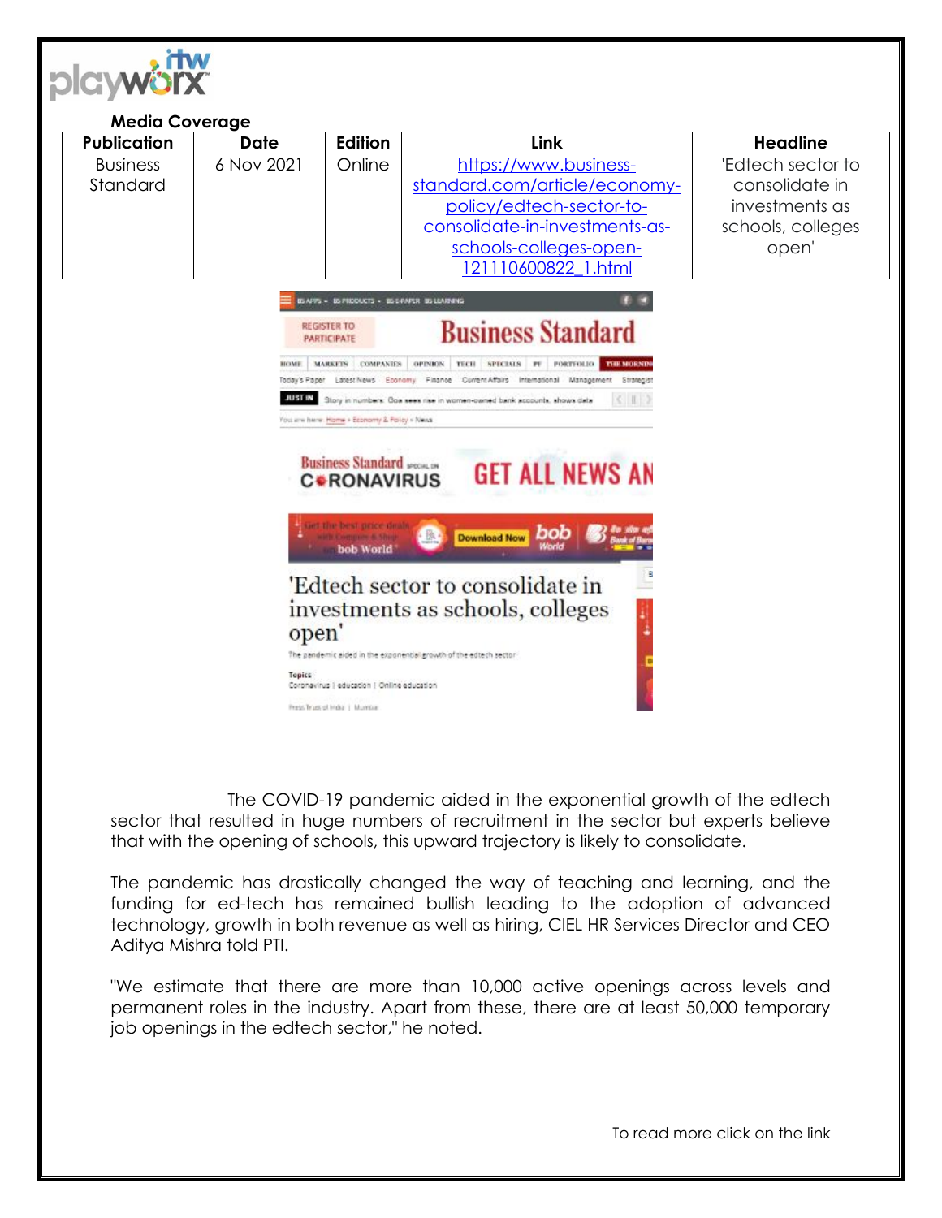**Media Coverage**

| Publication | Date | Edition | Link | Headline |
|---|---|---|---|---|
| Business Standard | 6 Nov 2021 | Online | https://www.business-standard.com/article/economy-policy/edtech-sector-to-consolidate-in-investments-as-schools-colleges-open-121110600822_1.html | 'Edtech sector to consolidate in investments as schools, colleges open' |

# 'Edtech sector to consolidate in investments as schools, colleges open'

The pandemic aided in the exponential growth of the edtech sector

Topics
Coronavirus | education | Online education

Press Trust of India | Mumbai

The COVID-19 pandemic aided in the exponential growth of the edtech sector that resulted in huge numbers of recruitment in the sector but experts believe that with the opening of schools, this upward trajectory is likely to consolidate.

The pandemic has drastically changed the way of teaching and learning, and the funding for ed-tech has remained bullish leading to the adoption of advanced technology, growth in both revenue as well as hiring, CIEL HR Services Director and CEO Aditya Mishra told PTI.

"We estimate that there are more than 10,000 active openings across levels and permanent roles in the industry. Apart from these, there are at least 50,000 temporary job openings in the edtech sector," he noted.

To read more click on the link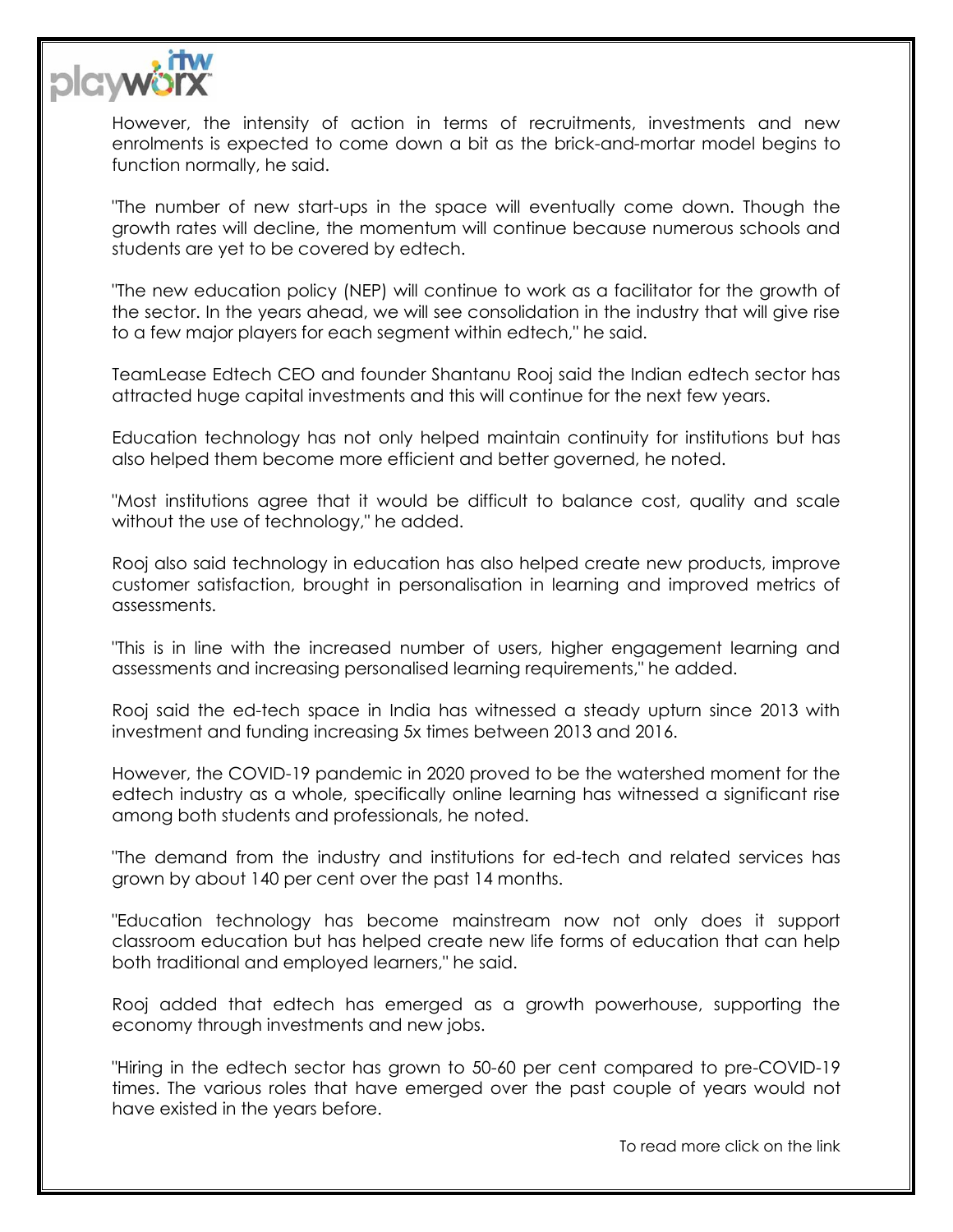However, the intensity of action in terms of recruitments, investments and new enrolments is expected to come down a bit as the brick-and-mortar model begins to function normally, he said.

"The number of new start-ups in the space will eventually come down. Though the growth rates will decline, the momentum will continue because numerous schools and students are yet to be covered by edtech.

"The new education policy (NEP) will continue to work as a facilitator for the growth of the sector. In the years ahead, we will see consolidation in the industry that will give rise to a few major players for each segment within edtech," he said.

TeamLease Edtech CEO and founder Shantanu Rooj said the Indian edtech sector has attracted huge capital investments and this will continue for the next few years.

Education technology has not only helped maintain continuity for institutions but has also helped them become more efficient and better governed, he noted.

"Most institutions agree that it would be difficult to balance cost, quality and scale without the use of technology," he added.

Rooj also said technology in education has also helped create new products, improve customer satisfaction, brought in personalisation in learning and improved metrics of assessments.

"This is in line with the increased number of users, higher engagement learning and assessments and increasing personalised learning requirements," he added.

Rooj said the ed-tech space in India has witnessed a steady upturn since 2013 with investment and funding increasing 5x times between 2013 and 2016.

However, the COVID-19 pandemic in 2020 proved to be the watershed moment for the edtech industry as a whole, specifically online learning has witnessed a significant rise among both students and professionals, he noted.

"The demand from the industry and institutions for ed-tech and related services has grown by about 140 per cent over the past 14 months.

"Education technology has become mainstream now not only does it support classroom education but has helped create new life forms of education that can help both traditional and employed learners," he said.

Rooj added that edtech has emerged as a growth powerhouse, supporting the economy through investments and new jobs.

"Hiring in the edtech sector has grown to 50-60 per cent compared to pre-COVID-19 times. The various roles that have emerged over the past couple of years would not have existed in the years before.

To read more click on the link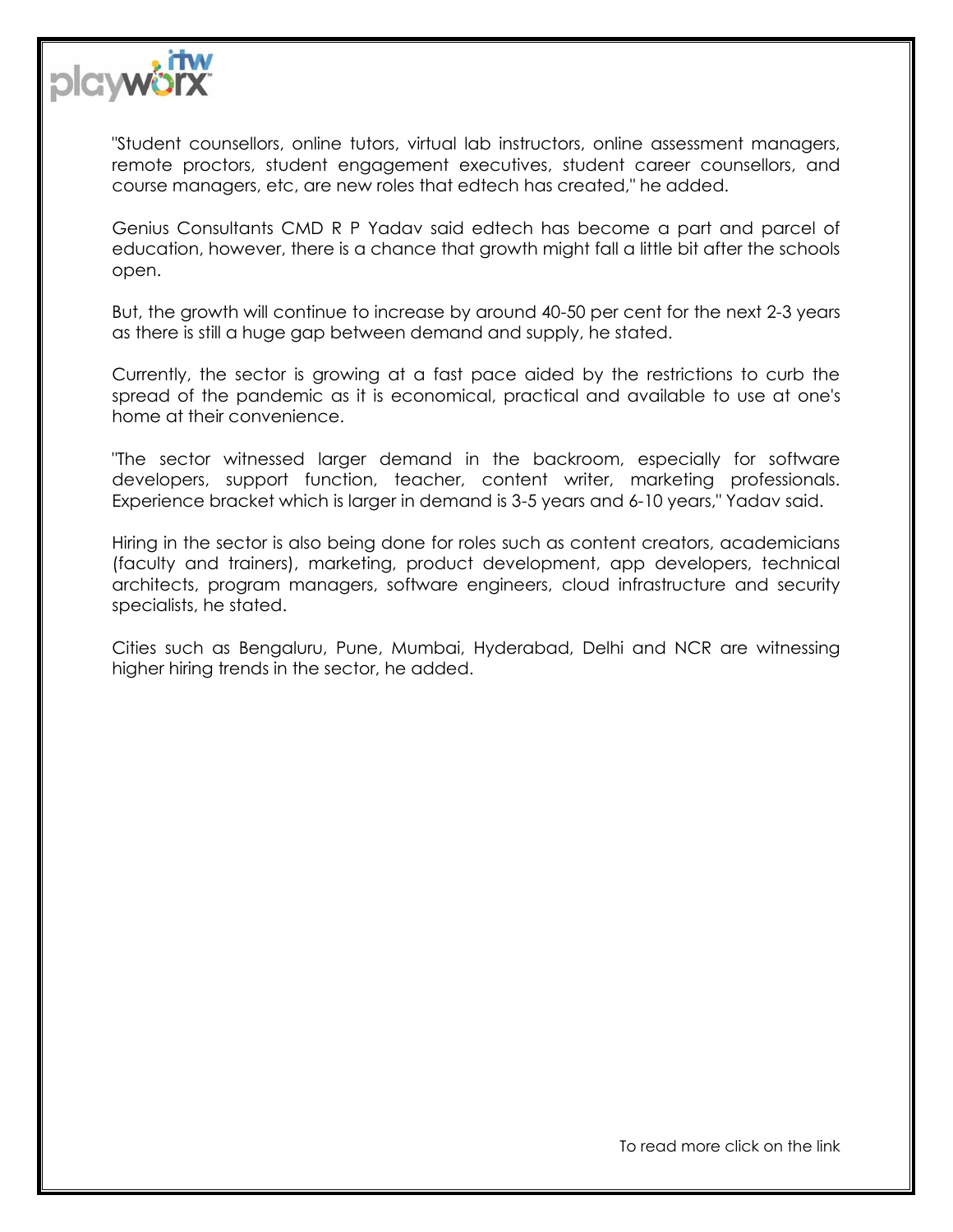"Student counsellors, online tutors, virtual lab instructors, online assessment managers, remote proctors, student engagement executives, student career counsellors, and course managers, etc, are new roles that edtech has created," he added.

Genius Consultants CMD R P Yadav said edtech has become a part and parcel of education, however, there is a chance that growth might fall a little bit after the schools open.

But, the growth will continue to increase by around 40-50 per cent for the next 2-3 years as there is still a huge gap between demand and supply, he stated.

Currently, the sector is growing at a fast pace aided by the restrictions to curb the spread of the pandemic as it is economical, practical and available to use at one's home at their convenience.

"The sector witnessed larger demand in the backroom, especially for software developers, support function, teacher, content writer, marketing professionals. Experience bracket which is larger in demand is 3-5 years and 6-10 years," Yadav said.

Hiring in the sector is also being done for roles such as content creators, academicians (faculty and trainers), marketing, product development, app developers, technical architects, program managers, software engineers, cloud infrastructure and security specialists, he stated.

Cities such as Bengaluru, Pune, Mumbai, Hyderabad, Delhi and NCR are witnessing higher hiring trends in the sector, he added.

To read more click on the link